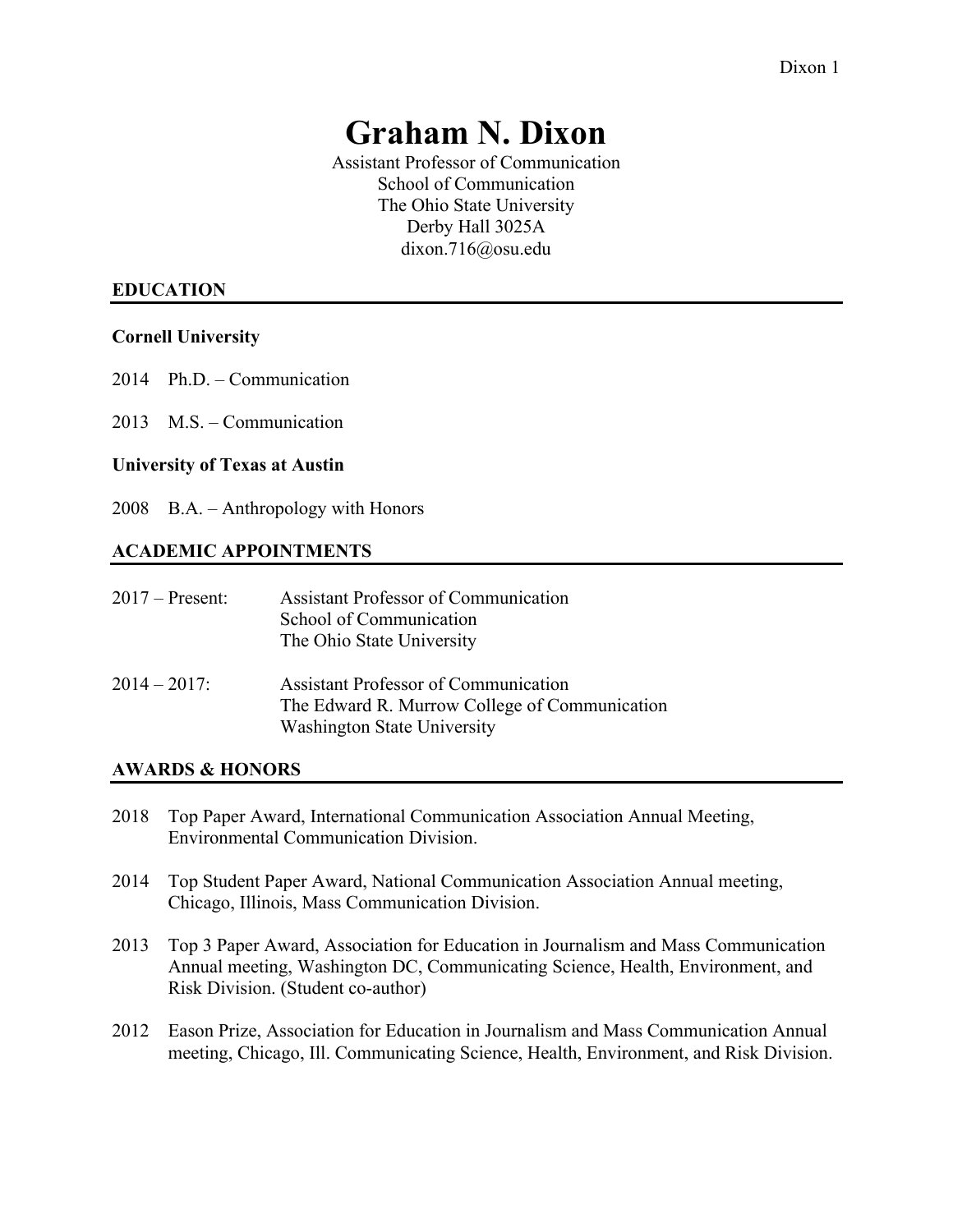# Graham N. Dixon

Assistant Professor of Communication
School of Communication
The Ohio State University
Derby Hall 3025A
dixon.716@osu.edu

## EDUCATION

**Cornell University**

2014 Ph.D. – Communication

2013 M.S. – Communication

**University of Texas at Austin**

2008 B.A. – Anthropology with Honors

## ACADEMIC APPOINTMENTS

2017 – Present: Assistant Professor of Communication
School of Communication
The Ohio State University

2014 – 2017: Assistant Professor of Communication
The Edward R. Murrow College of Communication
Washington State University

## AWARDS & HONORS

2018 Top Paper Award, International Communication Association Annual Meeting, Environmental Communication Division.

2014 Top Student Paper Award, National Communication Association Annual meeting, Chicago, Illinois, Mass Communication Division.

2013 Top 3 Paper Award, Association for Education in Journalism and Mass Communication Annual meeting, Washington DC, Communicating Science, Health, Environment, and Risk Division. (Student co-author)

2012 Eason Prize, Association for Education in Journalism and Mass Communication Annual meeting, Chicago, Ill. Communicating Science, Health, Environment, and Risk Division.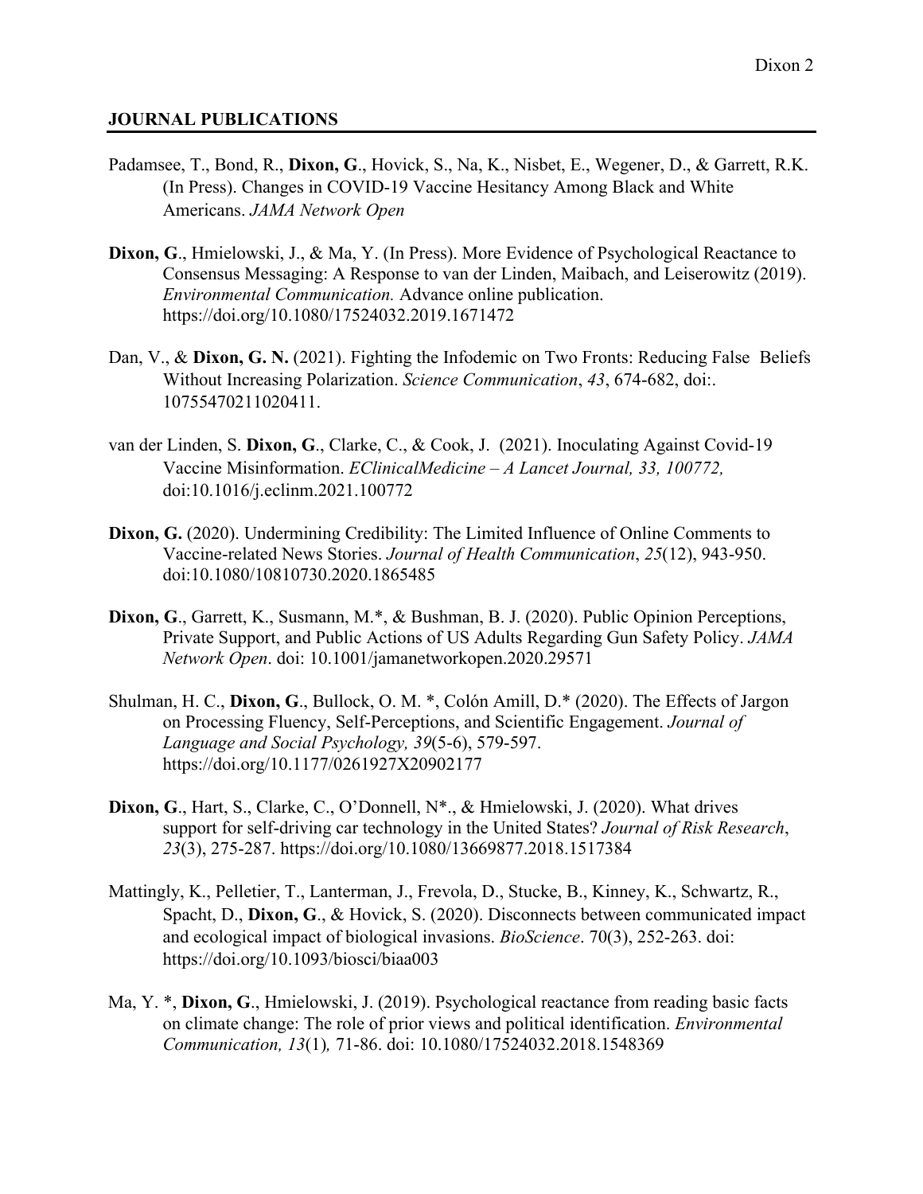## JOURNAL PUBLICATIONS

Padamsee, T., Bond, R., **Dixon, G**., Hovick, S., Na, K., Nisbet, E., Wegener, D., & Garrett, R.K. (In Press). Changes in COVID-19 Vaccine Hesitancy Among Black and White Americans. *JAMA Network Open*

**Dixon, G**., Hmielowski, J., & Ma, Y. (In Press). More Evidence of Psychological Reactance to Consensus Messaging: A Response to van der Linden, Maibach, and Leiserowitz (2019). *Environmental Communication.* Advance online publication. https://doi.org/10.1080/17524032.2019.1671472

Dan, V., & **Dixon, G. N.** (2021). Fighting the Infodemic on Two Fronts: Reducing False Beliefs Without Increasing Polarization. *Science Communication*, *43*, 674-682, doi:. 10755470211020411.

van der Linden, S. **Dixon, G**., Clarke, C., & Cook, J. (2021). Inoculating Against Covid-19 Vaccine Misinformation. *EClinicalMedicine – A Lancet Journal, 33, 100772,* doi:10.1016/j.eclinm.2021.100772

**Dixon, G.** (2020). Undermining Credibility: The Limited Influence of Online Comments to Vaccine-related News Stories. *Journal of Health Communication*, *25*(12), 943-950. doi:10.1080/10810730.2020.1865485

**Dixon, G**., Garrett, K., Susmann, M.*, & Bushman, B. J. (2020). Public Opinion Perceptions, Private Support, and Public Actions of US Adults Regarding Gun Safety Policy. *JAMA Network Open*. doi: 10.1001/jamanetworkopen.2020.29571

Shulman, H. C., **Dixon, G**., Bullock, O. M. *, Colón Amill, D.* (2020). The Effects of Jargon on Processing Fluency, Self-Perceptions, and Scientific Engagement. *Journal of Language and Social Psychology, 39*(5-6), 579-597. https://doi.org/10.1177/0261927X20902177

**Dixon, G**., Hart, S., Clarke, C., O'Donnell, N*., & Hmielowski, J. (2020). What drives support for self-driving car technology in the United States? *Journal of Risk Research*, *23*(3), 275-287. https://doi.org/10.1080/13669877.2018.1517384

Mattingly, K., Pelletier, T., Lanterman, J., Frevola, D., Stucke, B., Kinney, K., Schwartz, R., Spacht, D., **Dixon, G**., & Hovick, S. (2020). Disconnects between communicated impact and ecological impact of biological invasions. *BioScience*. 70(3), 252-263. doi: https://doi.org/10.1093/biosci/biaa003

Ma, Y. *, **Dixon, G**., Hmielowski, J. (2019). Psychological reactance from reading basic facts on climate change: The role of prior views and political identification. *Environmental Communication, 13*(1)*,* 71-86. doi: 10.1080/17524032.2018.1548369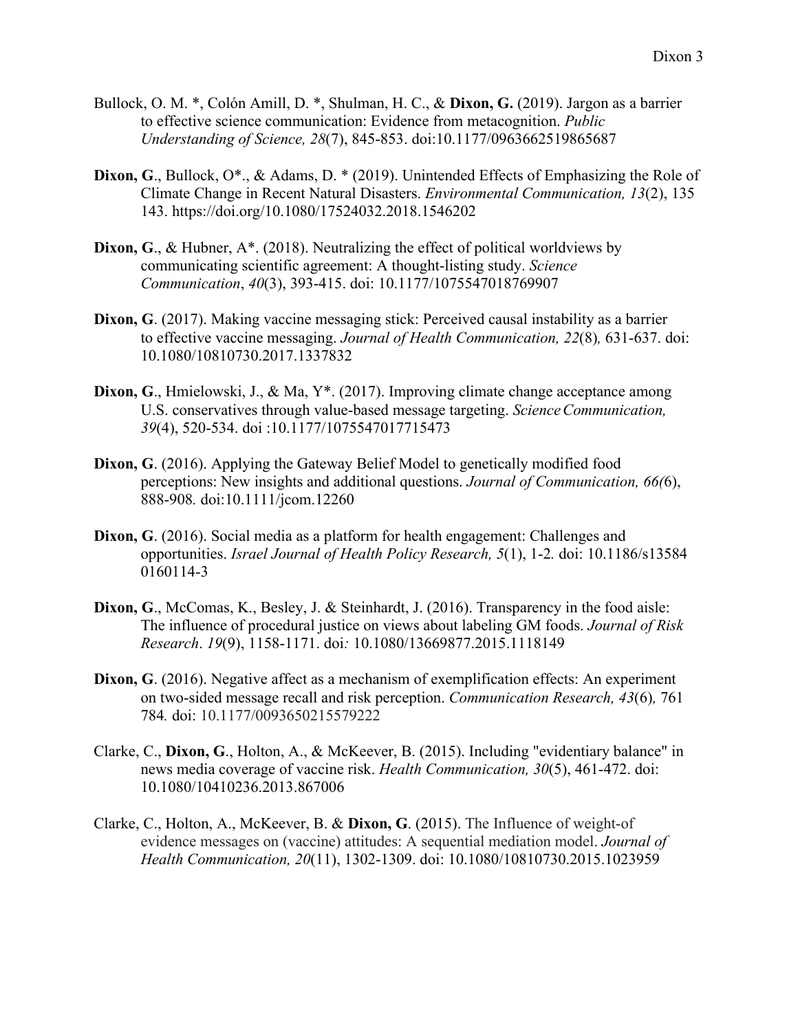Bullock, O. M. *, Colón Amill, D. *, Shulman, H. C., & **Dixon, G.** (2019). Jargon as a barrier to effective science communication: Evidence from metacognition. *Public Understanding of Science, 28*(7), 845-853. doi:10.1177/0963662519865687

**Dixon, G**., Bullock, O*., & Adams, D. * (2019). Unintended Effects of Emphasizing the Role of Climate Change in Recent Natural Disasters. *Environmental Communication, 13*(2), 135 143. https://doi.org/10.1080/17524032.2018.1546202

**Dixon, G**., & Hubner, A*. (2018). Neutralizing the effect of political worldviews by communicating scientific agreement: A thought-listing study. *Science Communication*, *40*(3), 393-415. doi: 10.1177/1075547018769907

**Dixon, G**. (2017). Making vaccine messaging stick: Perceived causal instability as a barrier to effective vaccine messaging. *Journal of Health Communication, 22*(8)*,* 631-637. doi: 10.1080/10810730.2017.1337832

**Dixon, G**., Hmielowski, J., & Ma, Y*. (2017). Improving climate change acceptance among U.S. conservatives through value-based message targeting. *Science Communication, 39*(4), 520-534. doi :10.1177/1075547017715473

**Dixon, G**. (2016). Applying the Gateway Belief Model to genetically modified food perceptions: New insights and additional questions. *Journal of Communication, 66(*6), 888-908*.* doi:10.1111/jcom.12260

**Dixon, G**. (2016). Social media as a platform for health engagement: Challenges and opportunities. *Israel Journal of Health Policy Research, 5*(1), 1-2. doi: 10.1186/s13584 0160114-3

**Dixon, G**., McComas, K., Besley, J. & Steinhardt, J. (2016). Transparency in the food aisle: The influence of procedural justice on views about labeling GM foods. *Journal of Risk Research*. *19*(9), 1158-1171. doi*:* 10.1080/13669877.2015.1118149

**Dixon, G**. (2016). Negative affect as a mechanism of exemplification effects: An experiment on two-sided message recall and risk perception. *Communication Research, 43*(6)*,* 761 784*.* doi: 10.1177/0093650215579222

Clarke, C., **Dixon, G**., Holton, A., & McKeever, B. (2015). Including "evidentiary balance" in news media coverage of vaccine risk. *Health Communication, 30*(5), 461-472. doi: 10.1080/10410236.2013.867006

Clarke, C., Holton, A., McKeever, B. & **Dixon, G**. (2015). The Influence of weight-of evidence messages on (vaccine) attitudes: A sequential mediation model. *Journal of Health Communication, 20*(11), 1302-1309. doi: 10.1080/10810730.2015.1023959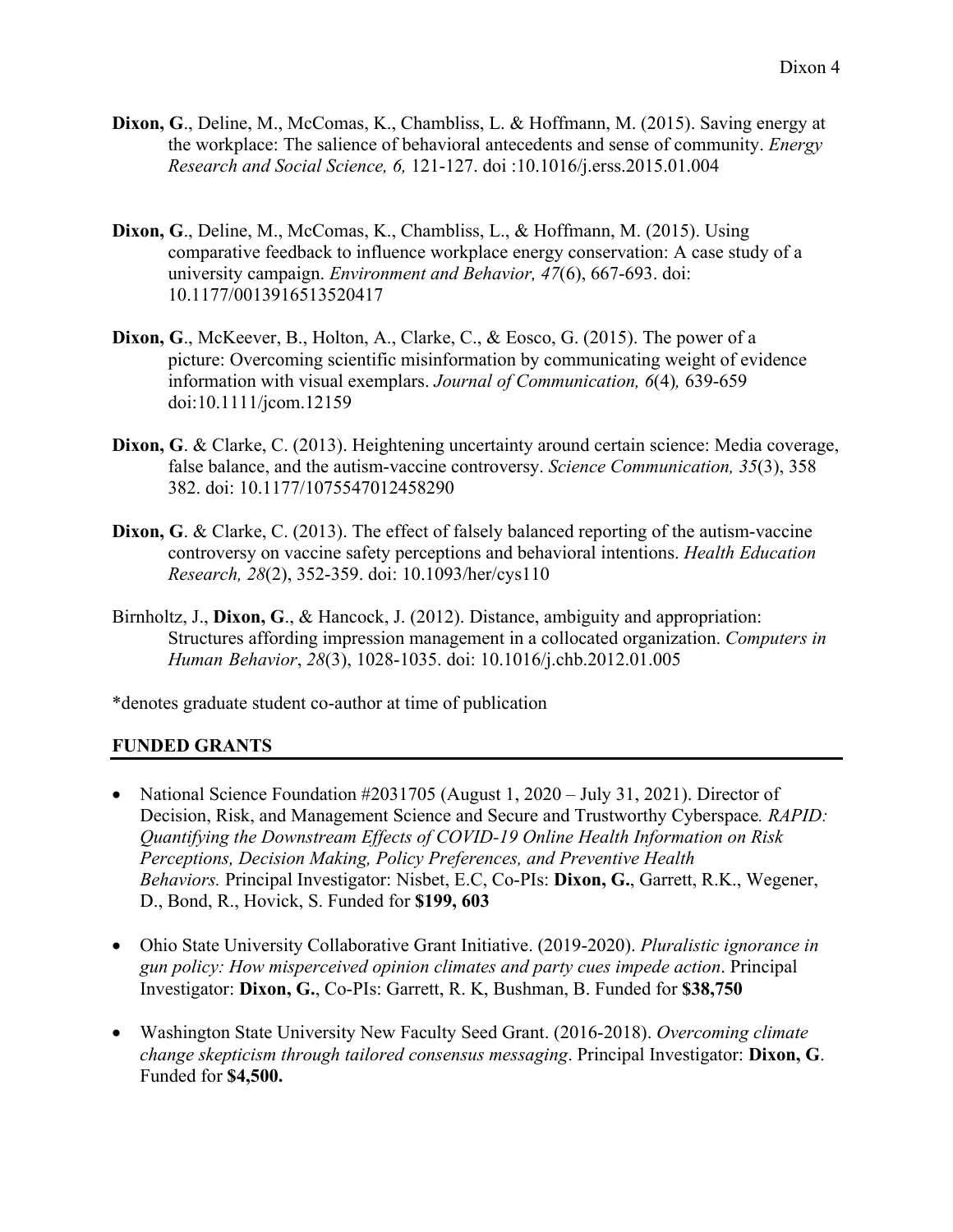**Dixon, G**., Deline, M., McComas, K., Chambliss, L. & Hoffmann, M. (2015). Saving energy at the workplace: The salience of behavioral antecedents and sense of community. *Energy Research and Social Science, 6,* 121-127. doi :10.1016/j.erss.2015.01.004

**Dixon, G**., Deline, M., McComas, K., Chambliss, L., & Hoffmann, M. (2015). Using comparative feedback to influence workplace energy conservation: A case study of a university campaign. *Environment and Behavior, 47*(6), 667-693. doi: 10.1177/0013916513520417

**Dixon, G**., McKeever, B., Holton, A., Clarke, C., & Eosco, G. (2015). The power of a picture: Overcoming scientific misinformation by communicating weight of evidence information with visual exemplars. *Journal of Communication, 6*(4)*,* 639-659 doi:10.1111/jcom.12159

**Dixon, G**. & Clarke, C. (2013). Heightening uncertainty around certain science: Media coverage, false balance, and the autism-vaccine controversy. *Science Communication, 35*(3), 358 382. doi: 10.1177/1075547012458290

**Dixon, G**. & Clarke, C. (2013). The effect of falsely balanced reporting of the autism-vaccine controversy on vaccine safety perceptions and behavioral intentions. *Health Education Research, 28*(2), 352-359. doi: 10.1093/her/cys110

Birnholtz, J., **Dixon, G**., & Hancock, J. (2012). Distance, ambiguity and appropriation: Structures affording impression management in a collocated organization. *Computers in Human Behavior*, *28*(3), 1028-1035. doi: 10.1016/j.chb.2012.01.005

*denotes graduate student co-author at time of publication

## FUNDED GRANTS

- National Science Foundation #2031705 (August 1, 2020 – July 31, 2021). Director of Decision, Risk, and Management Science and Secure and Trustworthy Cyberspace*. RAPID: Quantifying the Downstream Effects of COVID-19 Online Health Information on Risk Perceptions, Decision Making, Policy Preferences, and Preventive Health Behaviors.* Principal Investigator: Nisbet, E.C, Co-PIs: **Dixon, G.**, Garrett, R.K., Wegener, D., Bond, R., Hovick, S. Funded for **$199, 603**
- Ohio State University Collaborative Grant Initiative. (2019-2020). *Pluralistic ignorance in gun policy: How misperceived opinion climates and party cues impede action*. Principal Investigator: **Dixon, G.**, Co-PIs: Garrett, R. K, Bushman, B. Funded for **$38,750**
- Washington State University New Faculty Seed Grant. (2016-2018). *Overcoming climate change skepticism through tailored consensus messaging*. Principal Investigator: **Dixon, G**. Funded for **$4,500.**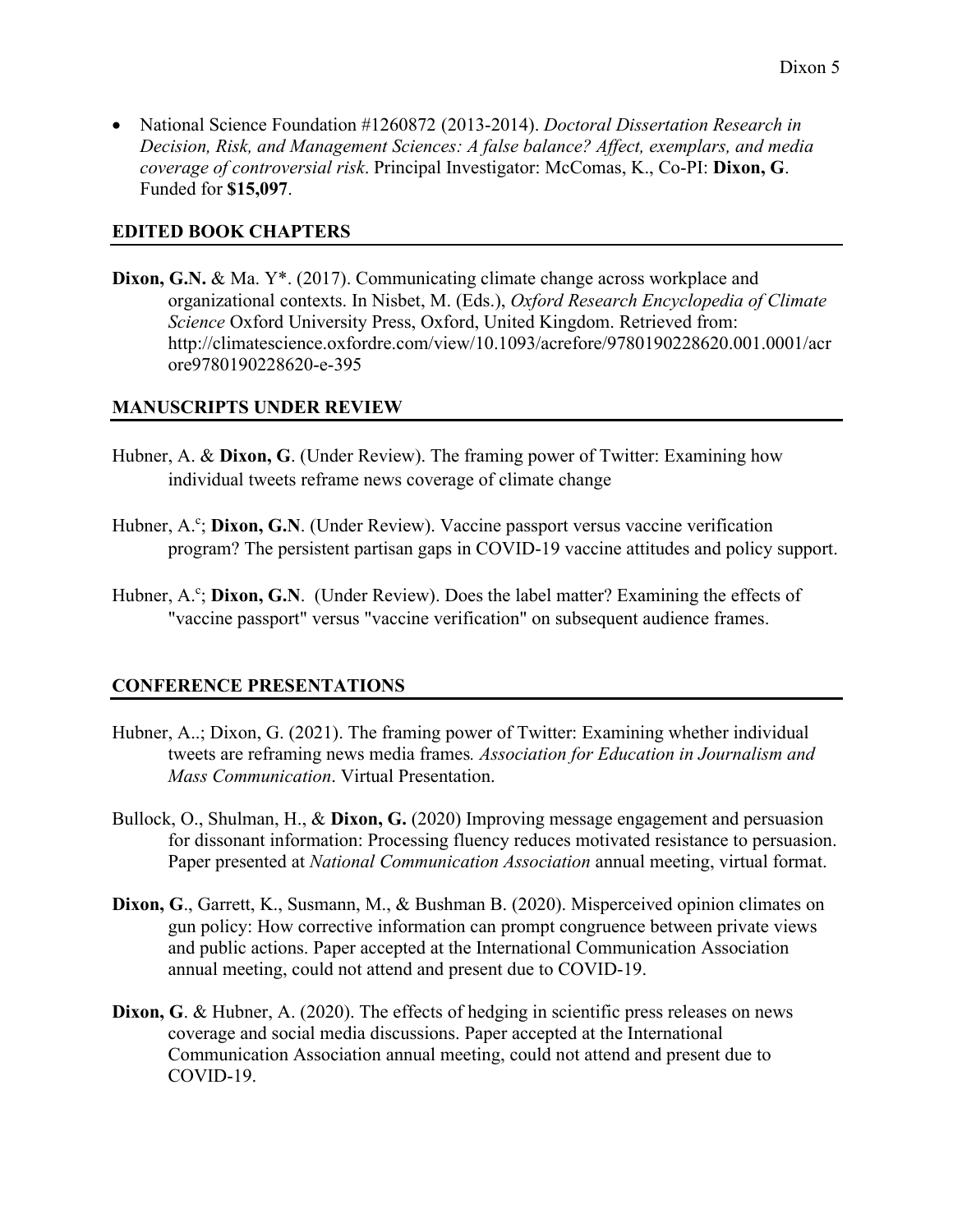- National Science Foundation #1260872 (2013-2014). *Doctoral Dissertation Research in Decision, Risk, and Management Sciences: A false balance? Affect, exemplars, and media coverage of controversial risk*. Principal Investigator: McComas, K., Co-PI: **Dixon, G**. Funded for **$15,097**.

## EDITED BOOK CHAPTERS

**Dixon, G.N.** & Ma. Y*. (2017). Communicating climate change across workplace and organizational contexts. In Nisbet, M. (Eds.), *Oxford Research Encyclopedia of Climate Science* Oxford University Press, Oxford, United Kingdom. Retrieved from: http://climatescience.oxfordre.com/view/10.1093/acrefore/9780190228620.001.0001/acrore9780190228620-e-395

## MANUSCRIPTS UNDER REVIEW

Hubner, A. & **Dixon, G**. (Under Review). The framing power of Twitter: Examining how individual tweets reframe news coverage of climate change

Hubner, A.[c]; **Dixon, G.N**. (Under Review). Vaccine passport versus vaccine verification program? The persistent partisan gaps in COVID-19 vaccine attitudes and policy support.

Hubner, A.[c]; **Dixon, G.N**. (Under Review). Does the label matter? Examining the effects of "vaccine passport" versus "vaccine verification" on subsequent audience frames.

## CONFERENCE PRESENTATIONS

Hubner, A..; Dixon, G. (2021). The framing power of Twitter: Examining whether individual tweets are reframing news media frames*. Association for Education in Journalism and Mass Communication*. Virtual Presentation.

Bullock, O., Shulman, H., & **Dixon, G.** (2020) Improving message engagement and persuasion for dissonant information: Processing fluency reduces motivated resistance to persuasion. Paper presented at *National Communication Association* annual meeting, virtual format.

**Dixon, G**., Garrett, K., Susmann, M., & Bushman B. (2020). Misperceived opinion climates on gun policy: How corrective information can prompt congruence between private views and public actions. Paper accepted at the International Communication Association annual meeting, could not attend and present due to COVID-19.

**Dixon, G**. & Hubner, A. (2020). The effects of hedging in scientific press releases on news coverage and social media discussions. Paper accepted at the International Communication Association annual meeting, could not attend and present due to COVID-19.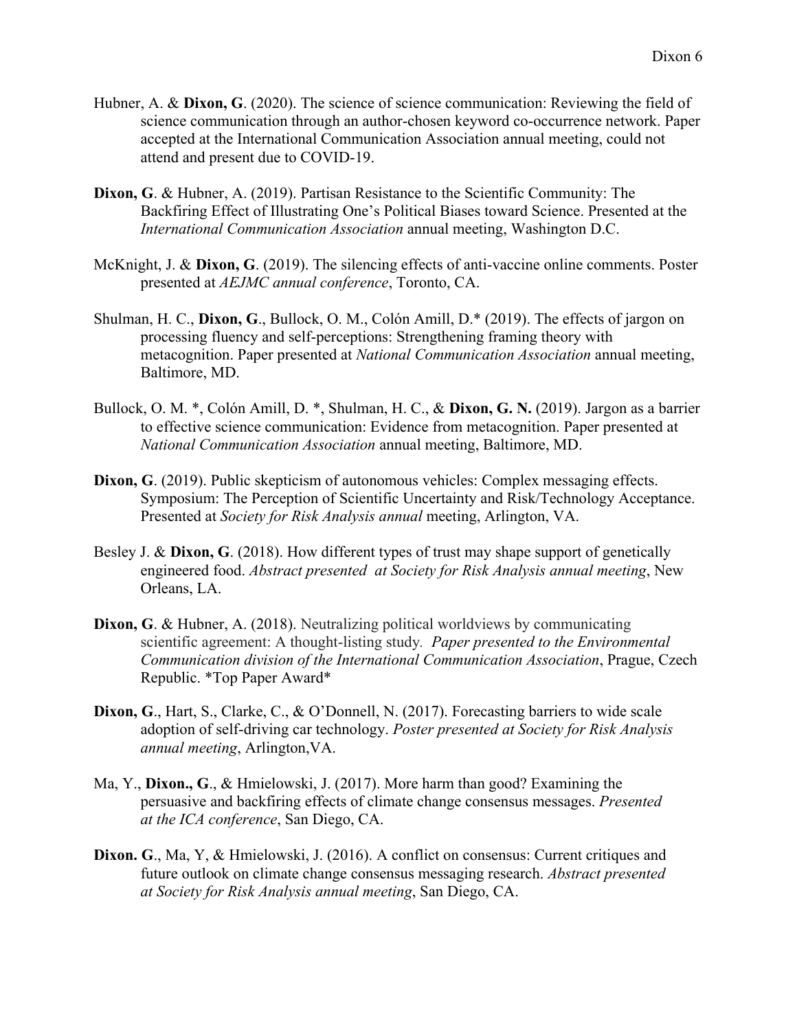Hubner, A. & **Dixon, G**. (2020). The science of science communication: Reviewing the field of science communication through an author-chosen keyword co-occurrence network. Paper accepted at the International Communication Association annual meeting, could not attend and present due to COVID-19.

**Dixon, G**. & Hubner, A. (2019). Partisan Resistance to the Scientific Community: The Backfiring Effect of Illustrating One's Political Biases toward Science. Presented at the *International Communication Association* annual meeting, Washington D.C.

McKnight, J. & **Dixon, G**. (2019). The silencing effects of anti-vaccine online comments. Poster presented at *AEJMC annual conference*, Toronto, CA.

Shulman, H. C., **Dixon, G**., Bullock, O. M., Colón Amill, D.* (2019). The effects of jargon on processing fluency and self-perceptions: Strengthening framing theory with metacognition. Paper presented at *National Communication Association* annual meeting, Baltimore, MD.

Bullock, O. M. *, Colón Amill, D. *, Shulman, H. C., & **Dixon, G. N.** (2019). Jargon as a barrier to effective science communication: Evidence from metacognition. Paper presented at *National Communication Association* annual meeting, Baltimore, MD.

**Dixon, G**. (2019). Public skepticism of autonomous vehicles: Complex messaging effects. Symposium: The Perception of Scientific Uncertainty and Risk/Technology Acceptance. Presented at *Society for Risk Analysis annual* meeting, Arlington, VA.

Besley J. & **Dixon, G**. (2018). How different types of trust may shape support of genetically engineered food. *Abstract presented at Society for Risk Analysis annual meeting*, New Orleans, LA.

**Dixon, G**. & Hubner, A. (2018). Neutralizing political worldviews by communicating scientific agreement: A thought-listing study. *Paper presented to the Environmental Communication division of the International Communication Association*, Prague, Czech Republic. *Top Paper Award*

**Dixon, G**., Hart, S., Clarke, C., & O'Donnell, N. (2017). Forecasting barriers to wide scale adoption of self-driving car technology. *Poster presented at Society for Risk Analysis annual meeting*, Arlington,VA.

Ma, Y., **Dixon., G**., & Hmielowski, J. (2017). More harm than good? Examining the persuasive and backfiring effects of climate change consensus messages. *Presented at the ICA conference*, San Diego, CA.

**Dixon. G**., Ma, Y, & Hmielowski, J. (2016). A conflict on consensus: Current critiques and future outlook on climate change consensus messaging research. *Abstract presented at Society for Risk Analysis annual meeting*, San Diego, CA.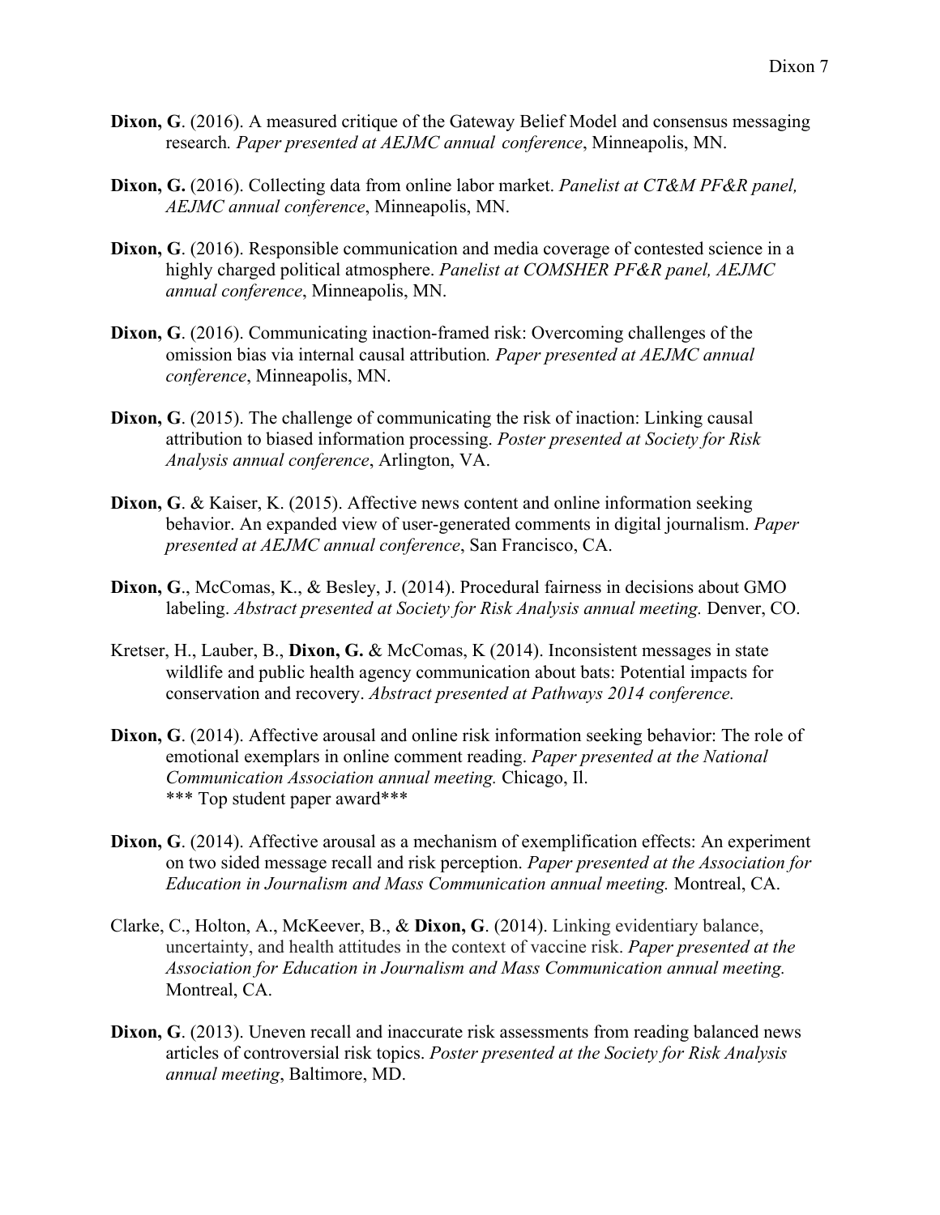**Dixon, G**. (2016). A measured critique of the Gateway Belief Model and consensus messaging research*. Paper presented at AEJMC annual conference*, Minneapolis, MN.

**Dixon, G.** (2016). Collecting data from online labor market. *Panelist at CT&M PF&R panel, AEJMC annual conference*, Minneapolis, MN.

**Dixon, G**. (2016). Responsible communication and media coverage of contested science in a highly charged political atmosphere. *Panelist at COMSHER PF&R panel, AEJMC annual conference*, Minneapolis, MN.

**Dixon, G**. (2016). Communicating inaction-framed risk: Overcoming challenges of the omission bias via internal causal attribution*. Paper presented at AEJMC annual conference*, Minneapolis, MN.

**Dixon, G**. (2015). The challenge of communicating the risk of inaction: Linking causal attribution to biased information processing. *Poster presented at Society for Risk Analysis annual conference*, Arlington, VA.

**Dixon, G**. & Kaiser, K. (2015). Affective news content and online information seeking behavior. An expanded view of user-generated comments in digital journalism. *Paper presented at AEJMC annual conference*, San Francisco, CA.

**Dixon, G**., McComas, K., & Besley, J. (2014). Procedural fairness in decisions about GMO labeling. *Abstract presented at Society for Risk Analysis annual meeting.* Denver, CO.

Kretser, H., Lauber, B., **Dixon, G.** & McComas, K (2014). Inconsistent messages in state wildlife and public health agency communication about bats: Potential impacts for conservation and recovery. *Abstract presented at Pathways 2014 conference.*

**Dixon, G**. (2014). Affective arousal and online risk information seeking behavior: The role of emotional exemplars in online comment reading. *Paper presented at the National Communication Association annual meeting.* Chicago, Il.
*** Top student paper award***

**Dixon, G**. (2014). Affective arousal as a mechanism of exemplification effects: An experiment on two sided message recall and risk perception. *Paper presented at the Association for Education in Journalism and Mass Communication annual meeting.* Montreal, CA.

Clarke, C., Holton, A., McKeever, B., & **Dixon, G**. (2014). Linking evidentiary balance, uncertainty, and health attitudes in the context of vaccine risk. *Paper presented at the Association for Education in Journalism and Mass Communication annual meeting.* Montreal, CA.

**Dixon, G**. (2013). Uneven recall and inaccurate risk assessments from reading balanced news articles of controversial risk topics. *Poster presented at the Society for Risk Analysis annual meeting*, Baltimore, MD.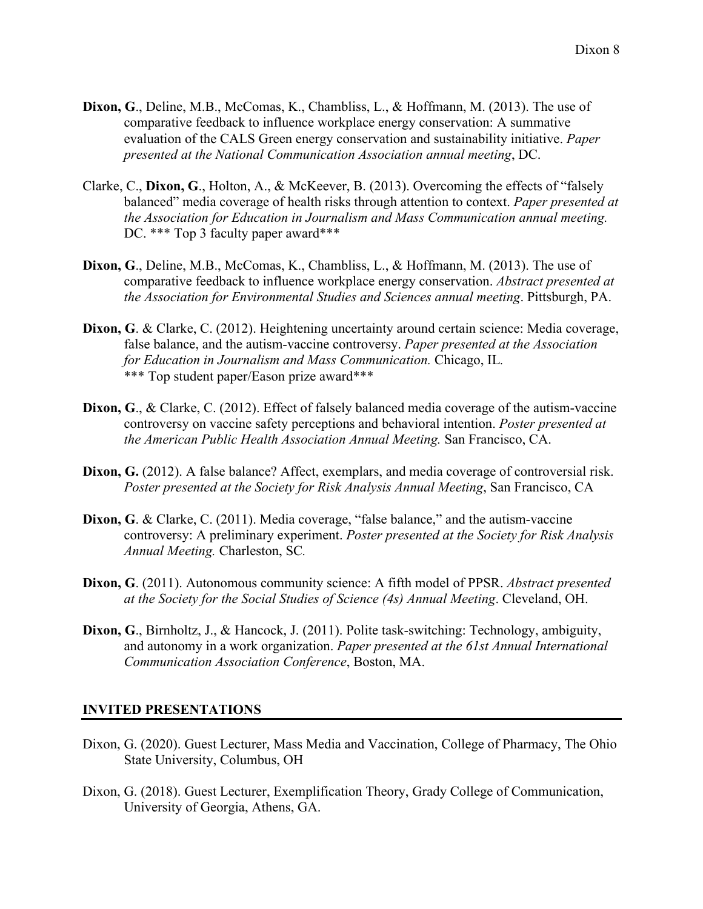**Dixon, G**., Deline, M.B., McComas, K., Chambliss, L., & Hoffmann, M. (2013). The use of comparative feedback to influence workplace energy conservation: A summative evaluation of the CALS Green energy conservation and sustainability initiative. *Paper presented at the National Communication Association annual meeting*, DC.

Clarke, C., **Dixon, G**., Holton, A., & McKeever, B. (2013). Overcoming the effects of "falsely balanced" media coverage of health risks through attention to context. *Paper presented at the Association for Education in Journalism and Mass Communication annual meeting.* DC. *** Top 3 faculty paper award***

**Dixon, G**., Deline, M.B., McComas, K., Chambliss, L., & Hoffmann, M. (2013). The use of comparative feedback to influence workplace energy conservation. *Abstract presented at the Association for Environmental Studies and Sciences annual meeting*. Pittsburgh, PA.

**Dixon, G**. & Clarke, C. (2012). Heightening uncertainty around certain science: Media coverage, false balance, and the autism-vaccine controversy. *Paper presented at the Association for Education in Journalism and Mass Communication.* Chicago, IL. *** Top student paper/Eason prize award***

**Dixon, G**., & Clarke, C. (2012). Effect of falsely balanced media coverage of the autism-vaccine controversy on vaccine safety perceptions and behavioral intention. *Poster presented at the American Public Health Association Annual Meeting.* San Francisco, CA.

**Dixon, G.** (2012). A false balance? Affect, exemplars, and media coverage of controversial risk. *Poster presented at the Society for Risk Analysis Annual Meeting*, San Francisco, CA

**Dixon, G**. & Clarke, C. (2011). Media coverage, "false balance," and the autism-vaccine controversy: A preliminary experiment. *Poster presented at the Society for Risk Analysis Annual Meeting.* Charleston, SC.

**Dixon, G**. (2011). Autonomous community science: A fifth model of PPSR. *Abstract presented at the Society for the Social Studies of Science (4s) Annual Meeting*. Cleveland, OH.

**Dixon, G**., Birnholtz, J., & Hancock, J. (2011). Polite task-switching: Technology, ambiguity, and autonomy in a work organization. *Paper presented at the 61st Annual International Communication Association Conference*, Boston, MA.

## INVITED PRESENTATIONS

Dixon, G. (2020). Guest Lecturer, Mass Media and Vaccination, College of Pharmacy, The Ohio State University, Columbus, OH

Dixon, G. (2018). Guest Lecturer, Exemplification Theory, Grady College of Communication, University of Georgia, Athens, GA.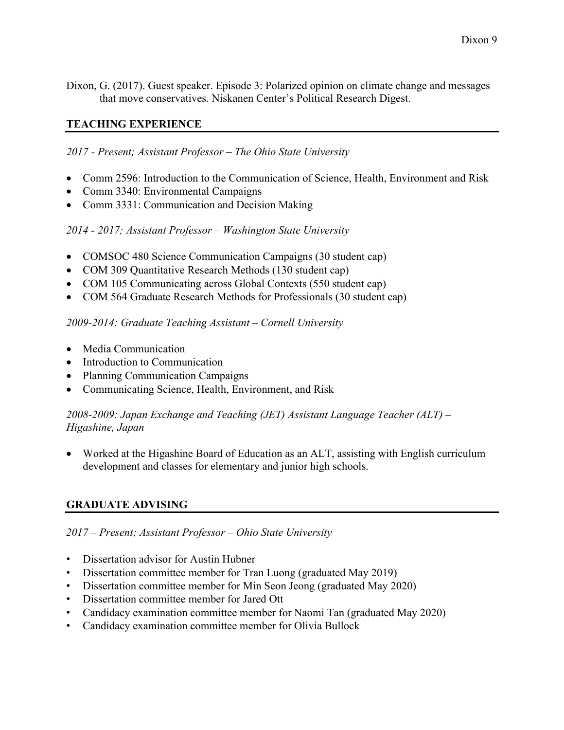Dixon, G. (2017). Guest speaker. Episode 3: Polarized opinion on climate change and messages that move conservatives. Niskanen Center's Political Research Digest.

## TEACHING EXPERIENCE

*2017 - Present; Assistant Professor – The Ohio State University*

- Comm 2596: Introduction to the Communication of Science, Health, Environment and Risk
- Comm 3340: Environmental Campaigns
- Comm 3331: Communication and Decision Making

*2014 - 2017; Assistant Professor – Washington State University*

- COMSOC 480 Science Communication Campaigns (30 student cap)
- COM 309 Quantitative Research Methods (130 student cap)
- COM 105 Communicating across Global Contexts (550 student cap)
- COM 564 Graduate Research Methods for Professionals (30 student cap)

*2009-2014: Graduate Teaching Assistant – Cornell University*

- Media Communication
- Introduction to Communication
- Planning Communication Campaigns
- Communicating Science, Health, Environment, and Risk

*2008-2009: Japan Exchange and Teaching (JET) Assistant Language Teacher (ALT) – Higashine, Japan*

- Worked at the Higashine Board of Education as an ALT, assisting with English curriculum development and classes for elementary and junior high schools.

## GRADUATE ADVISING

*2017 – Present; Assistant Professor – Ohio State University*

- Dissertation advisor for Austin Hubner
- Dissertation committee member for Tran Luong (graduated May 2019)
- Dissertation committee member for Min Seon Jeong (graduated May 2020)
- Dissertation committee member for Jared Ott
- Candidacy examination committee member for Naomi Tan (graduated May 2020)
- Candidacy examination committee member for Olivia Bullock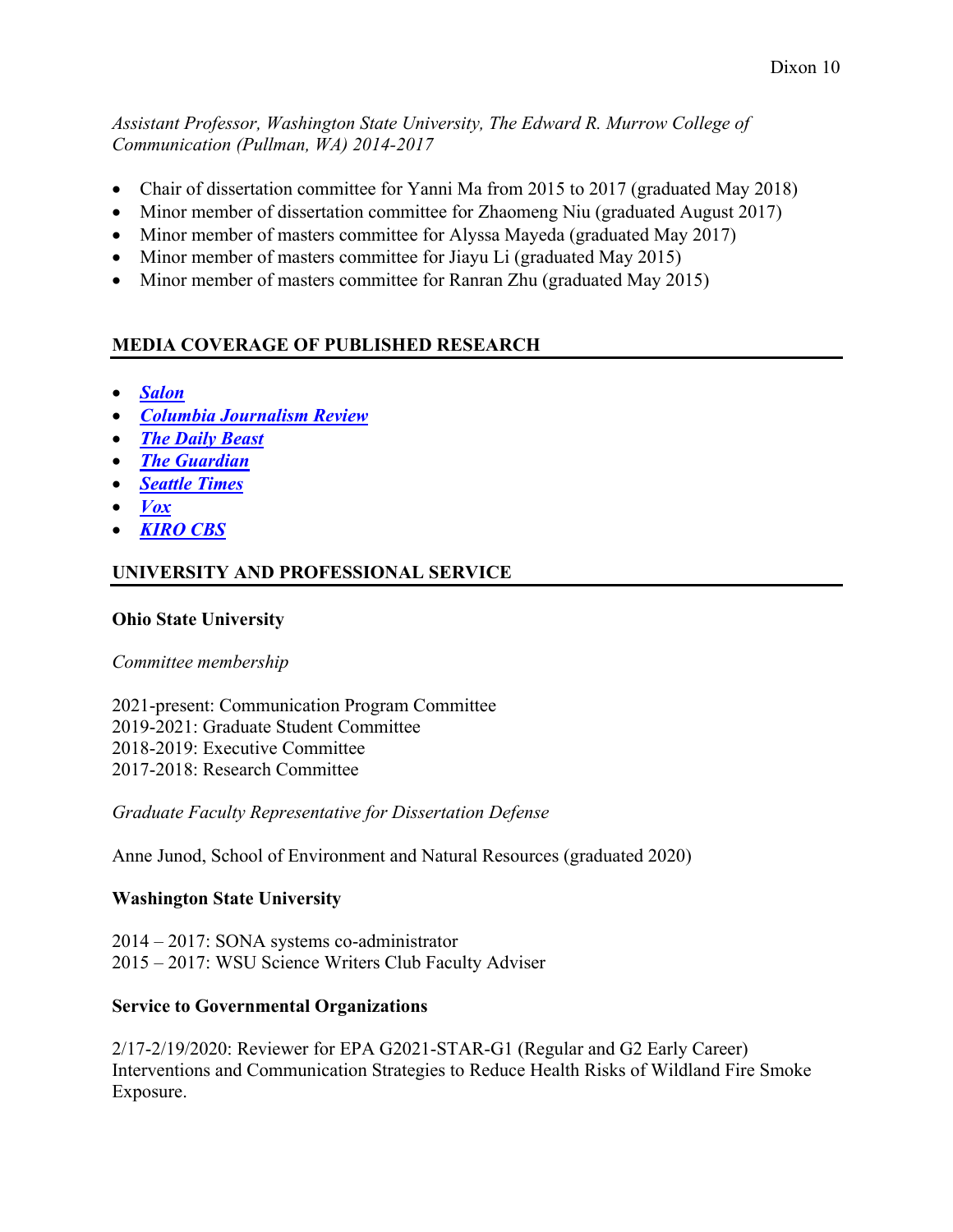*Assistant Professor, Washington State University, The Edward R. Murrow College of Communication (Pullman, WA) 2014-2017*

- Chair of dissertation committee for Yanni Ma from 2015 to 2017 (graduated May 2018)
- Minor member of dissertation committee for Zhaomeng Niu (graduated August 2017)
- Minor member of masters committee for Alyssa Mayeda (graduated May 2017)
- Minor member of masters committee for Jiayu Li (graduated May 2015)
- Minor member of masters committee for Ranran Zhu (graduated May 2015)

## MEDIA COVERAGE OF PUBLISHED RESEARCH

- ***Salon***
- ***Columbia Journalism Review***
- ***The Daily Beast***
- ***The Guardian***
- ***Seattle Times***
- ***Vox***
- ***KIRO CBS***

## UNIVERSITY AND PROFESSIONAL SERVICE

### Ohio State University

*Committee membership*

2021-present: Communication Program Committee
2019-2021: Graduate Student Committee
2018-2019: Executive Committee
2017-2018: Research Committee

*Graduate Faculty Representative for Dissertation Defense*

Anne Junod, School of Environment and Natural Resources (graduated 2020)

### Washington State University

2014 – 2017: SONA systems co-administrator
2015 – 2017: WSU Science Writers Club Faculty Adviser

### Service to Governmental Organizations

2/17-2/19/2020: Reviewer for EPA G2021-STAR-G1 (Regular and G2 Early Career) Interventions and Communication Strategies to Reduce Health Risks of Wildland Fire Smoke Exposure.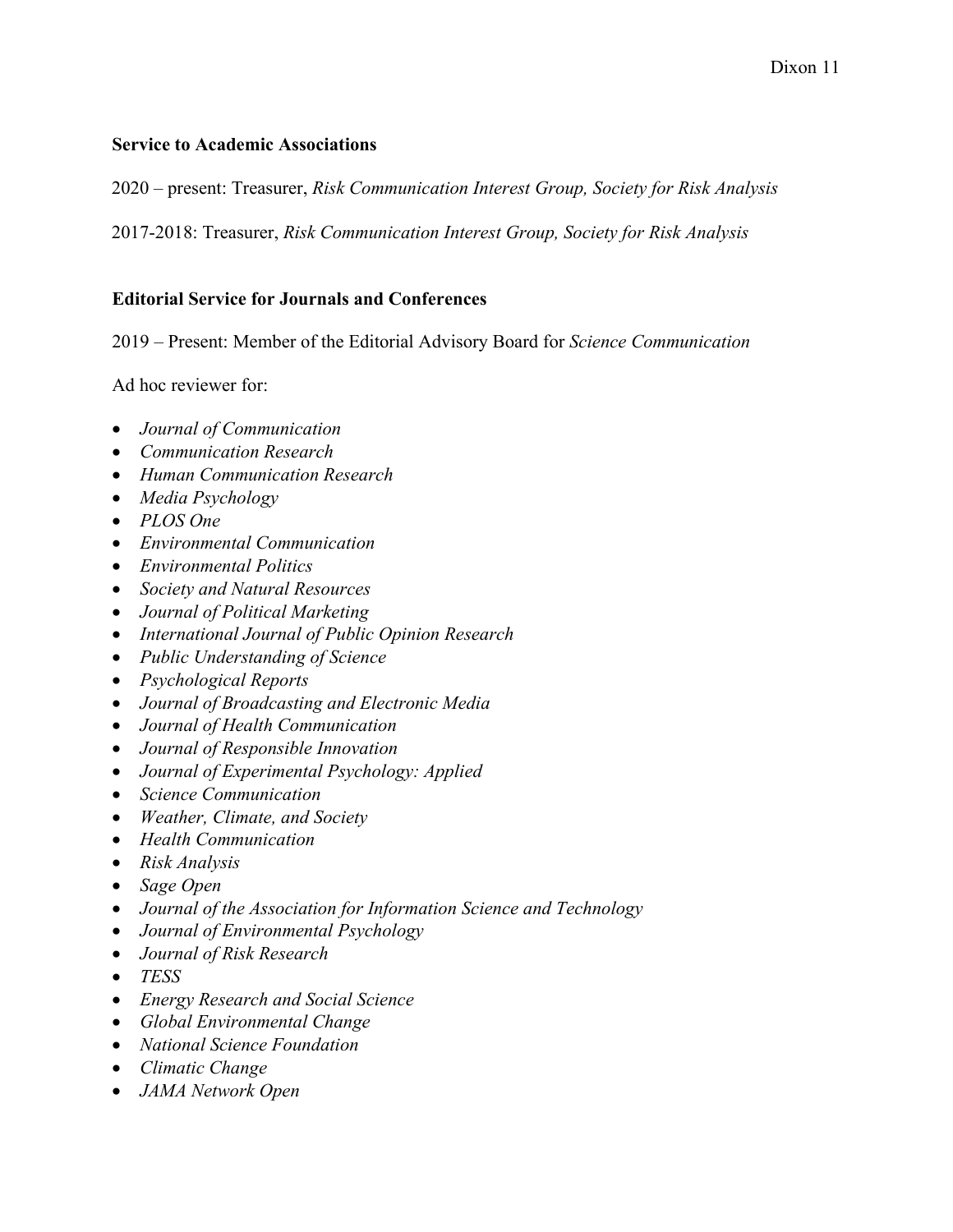**Service to Academic Associations**

2020 – present: Treasurer, *Risk Communication Interest Group, Society for Risk Analysis*

2017-2018: Treasurer, *Risk Communication Interest Group, Society for Risk Analysis*

**Editorial Service for Journals and Conferences**

2019 – Present: Member of the Editorial Advisory Board for *Science Communication*

Ad hoc reviewer for:

- *Journal of Communication*
- *Communication Research*
- *Human Communication Research*
- *Media Psychology*
- *PLOS One*
- *Environmental Communication*
- *Environmental Politics*
- *Society and Natural Resources*
- *Journal of Political Marketing*
- *International Journal of Public Opinion Research*
- *Public Understanding of Science*
- *Psychological Reports*
- *Journal of Broadcasting and Electronic Media*
- *Journal of Health Communication*
- *Journal of Responsible Innovation*
- *Journal of Experimental Psychology: Applied*
- *Science Communication*
- *Weather, Climate, and Society*
- *Health Communication*
- *Risk Analysis*
- *Sage Open*
- *Journal of the Association for Information Science and Technology*
- *Journal of Environmental Psychology*
- *Journal of Risk Research*
- *TESS*
- *Energy Research and Social Science*
- *Global Environmental Change*
- *National Science Foundation*
- *Climatic Change*
- *JAMA Network Open*